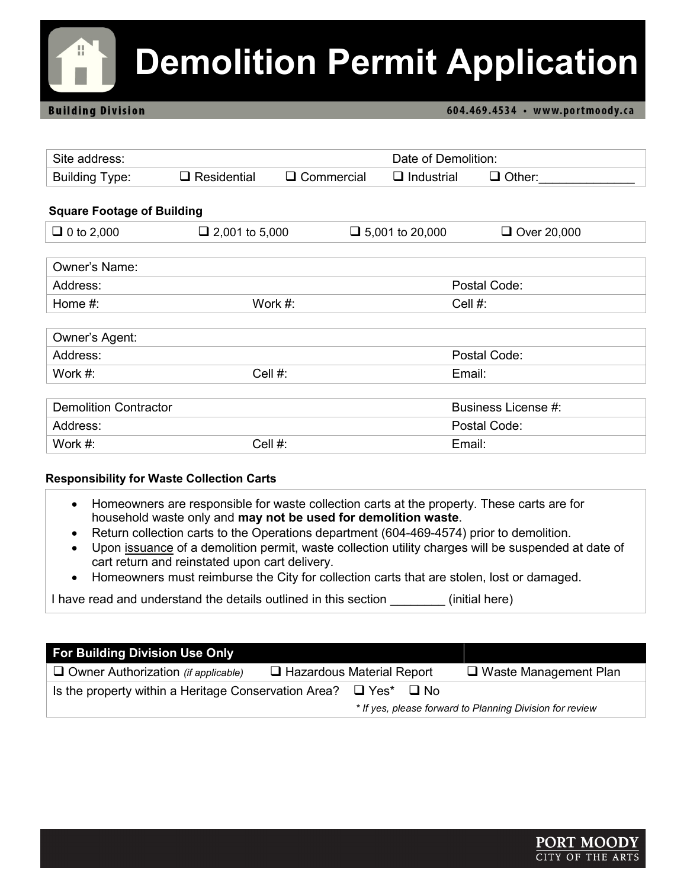# Demolition Permit Application

Building Division

604.469.4534 • www.portmoody.ca

| Site address: | | | Date of Demolition: | |
|---|---|---|---|---|
| Building Type: | ❑ Residential | ❑ Commercial | ❑ Industrial | ❑ Other:______________ |

**Square Footage of Building**

| ❑ 0 to 2,000 | ❑ 2,001 to 5,000 | ❑ 5,001 to 20,000 | ❑ Over 20,000 |
|---|---|---|---|

| Owner's Name: | | |
|---|---|---|
| Address: | | Postal Code: |
| Home #: | Work #: | Cell #: |

| Owner's Agent: | | |
|---|---|---|
| Address: | | Postal Code: |
| Work #: | Cell #: | Email: |

| Demolition Contractor | | Business License #: |
|---|---|---|
| Address: | | Postal Code: |
| Work #: | Cell #: | Email: |

**Responsibility for Waste Collection Carts**

- Homeowners are responsible for waste collection carts at the property. These carts are for household waste only and **may not be used for demolition waste**.
- Return collection carts to the Operations department (604-469-4574) prior to demolition.
- Upon issuance of a demolition permit, waste collection utility charges will be suspended at date of cart return and reinstated upon cart delivery.
- Homeowners must reimburse the City for collection carts that are stolen, lost or damaged.

I have read and understand the details outlined in this section ________ (initial here)

| **For Building Division Use Only** | | |
|---|---|---|
| ❑ Owner Authorization *(if applicable)* | ❑ Hazardous Material Report | ❑ Waste Management Plan |
| Is the property within a Heritage Conservation Area? ❑ Yes* ❑ No | | |
| *\* If yes, please forward to Planning Division for review* | | |

PORT MOODY
CITY OF THE ARTS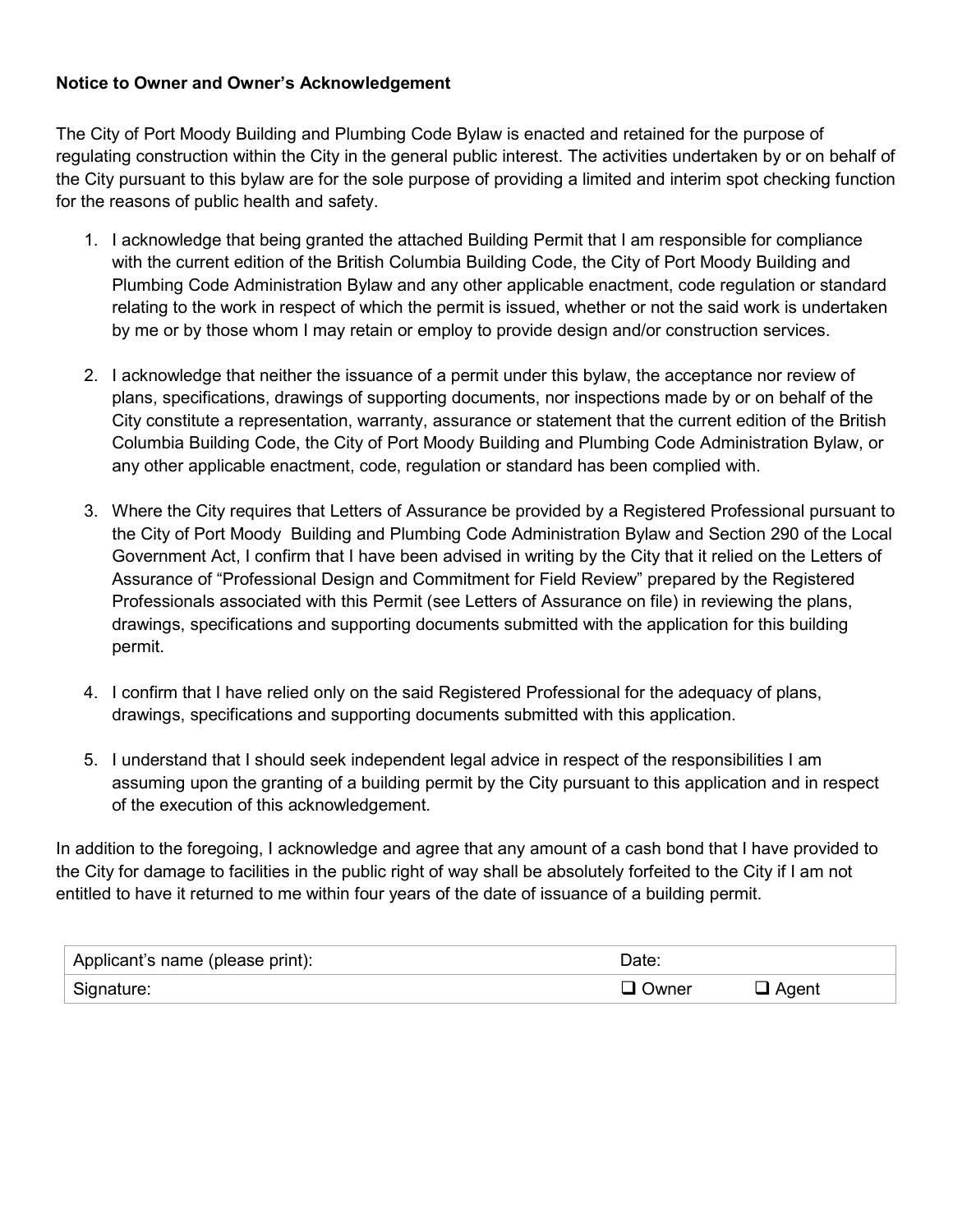**Notice to Owner and Owner's Acknowledgement**

The City of Port Moody Building and Plumbing Code Bylaw is enacted and retained for the purpose of regulating construction within the City in the general public interest. The activities undertaken by or on behalf of the City pursuant to this bylaw are for the sole purpose of providing a limited and interim spot checking function for the reasons of public health and safety.

1. I acknowledge that being granted the attached Building Permit that I am responsible for compliance with the current edition of the British Columbia Building Code, the City of Port Moody Building and Plumbing Code Administration Bylaw and any other applicable enactment, code regulation or standard relating to the work in respect of which the permit is issued, whether or not the said work is undertaken by me or by those whom I may retain or employ to provide design and/or construction services.

2. I acknowledge that neither the issuance of a permit under this bylaw, the acceptance nor review of plans, specifications, drawings of supporting documents, nor inspections made by or on behalf of the City constitute a representation, warranty, assurance or statement that the current edition of the British Columbia Building Code, the City of Port Moody Building and Plumbing Code Administration Bylaw, or any other applicable enactment, code, regulation or standard has been complied with.

3. Where the City requires that Letters of Assurance be provided by a Registered Professional pursuant to the City of Port Moody Building and Plumbing Code Administration Bylaw and Section 290 of the Local Government Act, I confirm that I have been advised in writing by the City that it relied on the Letters of Assurance of "Professional Design and Commitment for Field Review" prepared by the Registered Professionals associated with this Permit (see Letters of Assurance on file) in reviewing the plans, drawings, specifications and supporting documents submitted with the application for this building permit.

4. I confirm that I have relied only on the said Registered Professional for the adequacy of plans, drawings, specifications and supporting documents submitted with this application.

5. I understand that I should seek independent legal advice in respect of the responsibilities I am assuming upon the granting of a building permit by the City pursuant to this application and in respect of the execution of this acknowledgement.

In addition to the foregoing, I acknowledge and agree that any amount of a cash bond that I have provided to the City for damage to facilities in the public right of way shall be absolutely forfeited to the City if I am not entitled to have it returned to me within four years of the date of issuance of a building permit.

| Applicant's name (please print): | Date: | |
| --- | --- | --- |
| Signature: | ☐ Owner | ☐ Agent |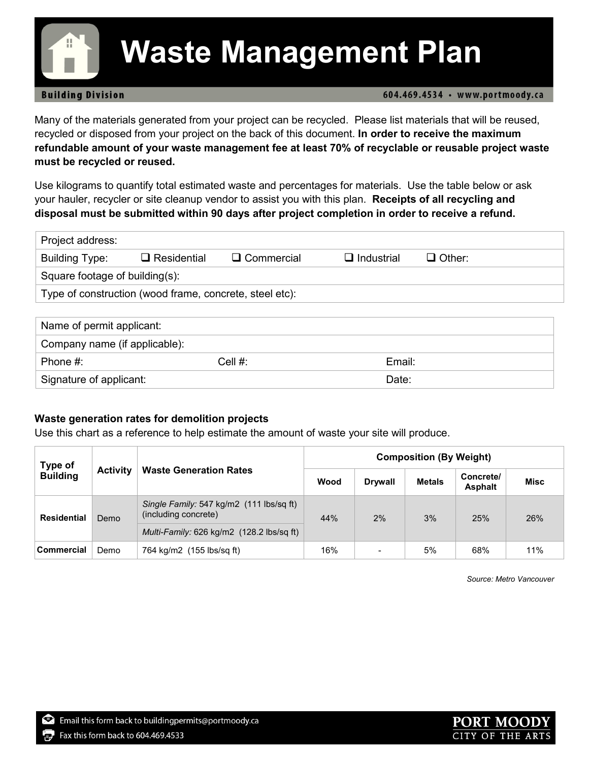# Waste Management Plan

**Building Division** 604.469.4534 • www.portmoody.ca

Many of the materials generated from your project can be recycled. Please list materials that will be reused, recycled or disposed from your project on the back of this document. **In order to receive the maximum refundable amount of your waste management fee at least 70% of recyclable or reusable project waste must be recycled or reused.**

Use kilograms to quantify total estimated waste and percentages for materials. Use the table below or ask your hauler, recycler or site cleanup vendor to assist you with this plan. **Receipts of all recycling and disposal must be submitted within 90 days after project completion in order to receive a refund.**

| Project address: | | | | |
|---|---|---|---|---|
| Building Type: | ❑ Residential | ❑ Commercial | ❑ Industrial | ❑ Other: |
| Square footage of building(s): | | | | |
| Type of construction (wood frame, concrete, steel etc): | | | | |

| Name of permit applicant: | | |
|---|---|---|
| Company name (if applicable): | | |
| Phone #: | Cell #: | Email: |
| Signature of applicant: | | Date: |

### Waste generation rates for demolition projects

Use this chart as a reference to help estimate the amount of waste your site will produce.

| Type of Building | Activity | Waste Generation Rates | Composition (By Weight) | | | | |
|---|---|---|---|---|---|---|---|
| | | | Wood | Drywall | Metals | Concrete/ Asphalt | Misc |
| Residential | Demo | *Single Family:* 547 kg/m2 (111 lbs/sq ft) (including concrete) | 44% | 2% | 3% | 25% | 26% |
| | | *Multi-Family:* 626 kg/m2 (128.2 lbs/sq ft) | | | | | |
| Commercial | Demo | 764 kg/m2 (155 lbs/sq ft) | 16% | - | 5% | 68% | 11% |

*Source: Metro Vancouver*

Email this form back to buildingpermits@portmoody.ca

Fax this form back to 604.469.4533

PORT MOODY CITY OF THE ARTS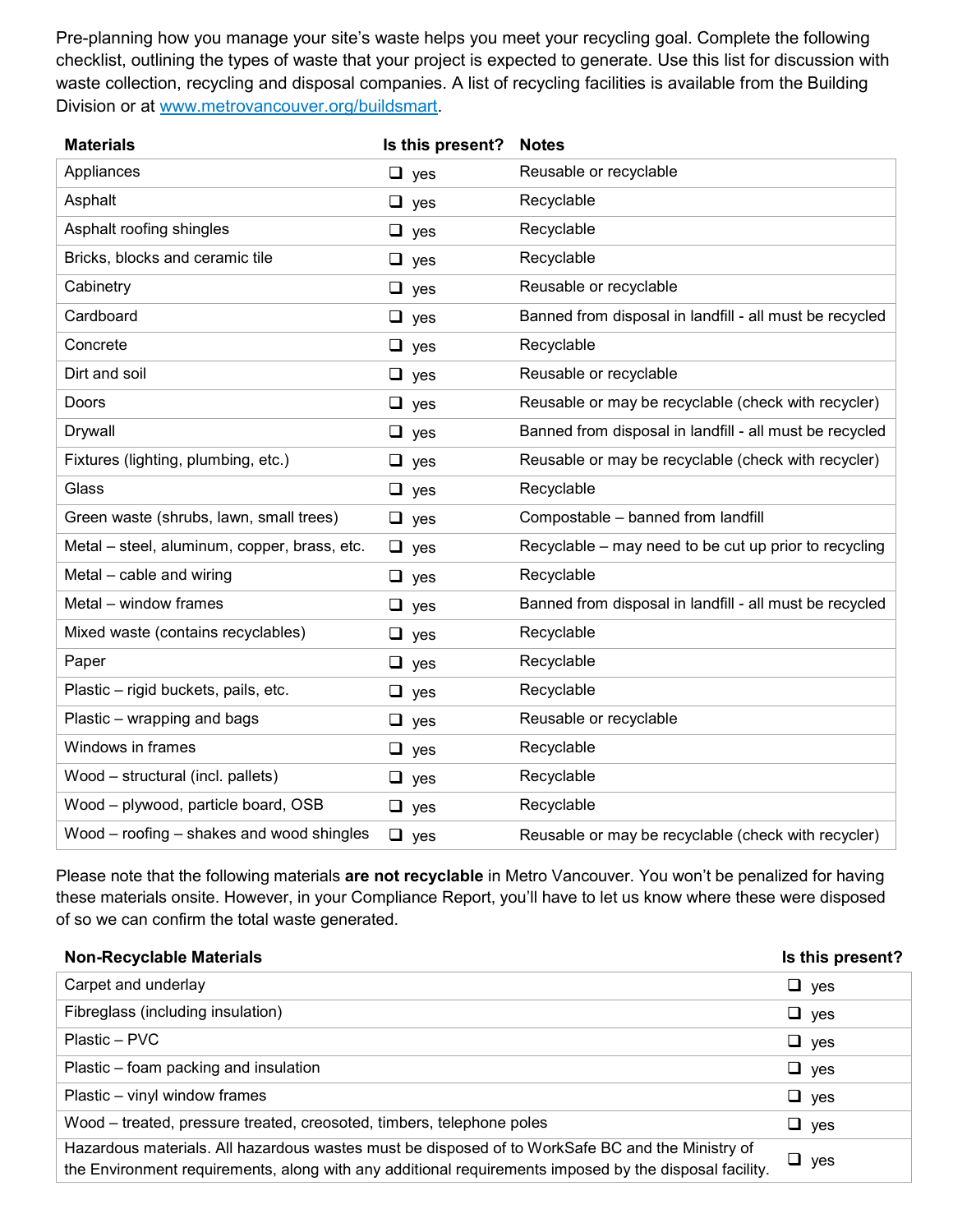Pre-planning how you manage your site's waste helps you meet your recycling goal. Complete the following checklist, outlining the types of waste that your project is expected to generate. Use this list for discussion with waste collection, recycling and disposal companies. A list of recycling facilities is available from the Building Division or at www.metrovancouver.org/buildsmart.

| Materials | Is this present? | Notes |
|---|---|---|
| Appliances | ❑ yes | Reusable or recyclable |
| Asphalt | ❑ yes | Recyclable |
| Asphalt roofing shingles | ❑ yes | Recyclable |
| Bricks, blocks and ceramic tile | ❑ yes | Recyclable |
| Cabinetry | ❑ yes | Reusable or recyclable |
| Cardboard | ❑ yes | Banned from disposal in landfill - all must be recycled |
| Concrete | ❑ yes | Recyclable |
| Dirt and soil | ❑ yes | Reusable or recyclable |
| Doors | ❑ yes | Reusable or may be recyclable (check with recycler) |
| Drywall | ❑ yes | Banned from disposal in landfill - all must be recycled |
| Fixtures (lighting, plumbing, etc.) | ❑ yes | Reusable or may be recyclable (check with recycler) |
| Glass | ❑ yes | Recyclable |
| Green waste (shrubs, lawn, small trees) | ❑ yes | Compostable – banned from landfill |
| Metal – steel, aluminum, copper, brass, etc. | ❑ yes | Recyclable – may need to be cut up prior to recycling |
| Metal – cable and wiring | ❑ yes | Recyclable |
| Metal – window frames | ❑ yes | Banned from disposal in landfill - all must be recycled |
| Mixed waste (contains recyclables) | ❑ yes | Recyclable |
| Paper | ❑ yes | Recyclable |
| Plastic – rigid buckets, pails, etc. | ❑ yes | Recyclable |
| Plastic – wrapping and bags | ❑ yes | Reusable or recyclable |
| Windows in frames | ❑ yes | Recyclable |
| Wood – structural (incl. pallets) | ❑ yes | Recyclable |
| Wood – plywood, particle board, OSB | ❑ yes | Recyclable |
| Wood – roofing – shakes and wood shingles | ❑ yes | Reusable or may be recyclable (check with recycler) |

Please note that the following materials **are not recyclable** in Metro Vancouver. You won't be penalized for having these materials onsite. However, in your Compliance Report, you'll have to let us know where these were disposed of so we can confirm the total waste generated.

| Non-Recyclable Materials | Is this present? |
|---|---|
| Carpet and underlay | ❑ yes |
| Fibreglass (including insulation) | ❑ yes |
| Plastic – PVC | ❑ yes |
| Plastic – foam packing and insulation | ❑ yes |
| Plastic – vinyl window frames | ❑ yes |
| Wood – treated, pressure treated, creosoted, timbers, telephone poles | ❑ yes |
| Hazardous materials. All hazardous wastes must be disposed of to WorkSafe BC and the Ministry of the Environment requirements, along with any additional requirements imposed by the disposal facility. | ❑ yes |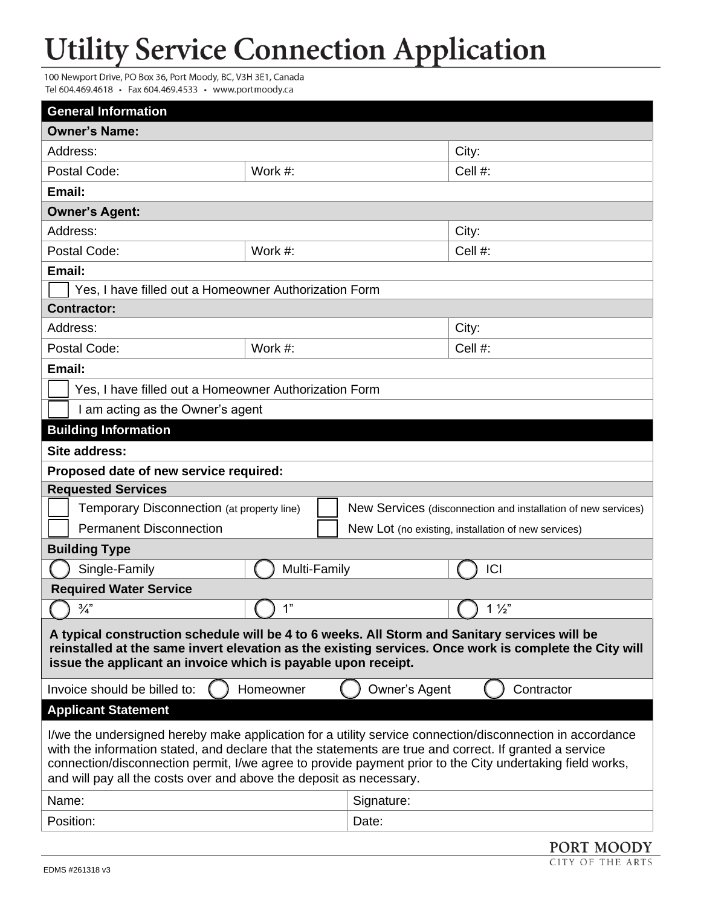# Utility Service Connection Application

100 Newport Drive, PO Box 36, Port Moody, BC, V3H 3E1, Canada
Tel 604.469.4618 • Fax 604.469.4533 • www.portmoody.ca

| **General Information** | | |
|---|---|---|
| **Owner's Name:** | | |
| Address: | | City: |
| Postal Code: | Work #: | Cell #: |
| **Email:** | | |
| **Owner's Agent:** | | |
| Address: | | City: |
| Postal Code: | Work #: | Cell #: |
| **Email:** | | |
| ☐ Yes, I have filled out a Homeowner Authorization Form | | |
| **Contractor:** | | |
| Address: | | City: |
| Postal Code: | Work #: | Cell #: |
| **Email:** | | |
| ☐ Yes, I have filled out a Homeowner Authorization Form | | |
| ☐ I am acting as the Owner's agent | | |

| **Building Information** | |
|---|---|
| **Site address:** | |
| **Proposed date of new service required:** | |
| **Requested Services** | |
| ☐ Temporary Disconnection (at property line) | ☐ New Services (disconnection and installation of new services) |
| ☐ Permanent Disconnection | ☐ New Lot (no existing, installation of new services) |

| **Building Type** | | |
|---|---|---|
| ◯ Single-Family | ◯ Multi-Family | ◯ ICI |
| **Required Water Service** | | |
| ◯ ¾" | ◯ 1" | ◯ 1 ½" |

**A typical construction schedule will be 4 to 6 weeks. All Storm and Sanitary services will be reinstalled at the same invert elevation as the existing services. Once work is complete the City will issue the applicant an invoice which is payable upon receipt.**

Invoice should be billed to: ◯ Homeowner ◯ Owner's Agent ◯ Contractor

| **Applicant Statement** | |
|---|---|
| I/we the undersigned hereby make application for a utility service connection/disconnection in accordance with the information stated, and declare that the statements are true and correct. If granted a service connection/disconnection permit, I/we agree to provide payment prior to the City undertaking field works, and will pay all the costs over and above the deposit as necessary. | |
| Name: | Signature: |
| Position: | Date: |

PORT MOODY
CITY OF THE ARTS

EDMS #261318 v3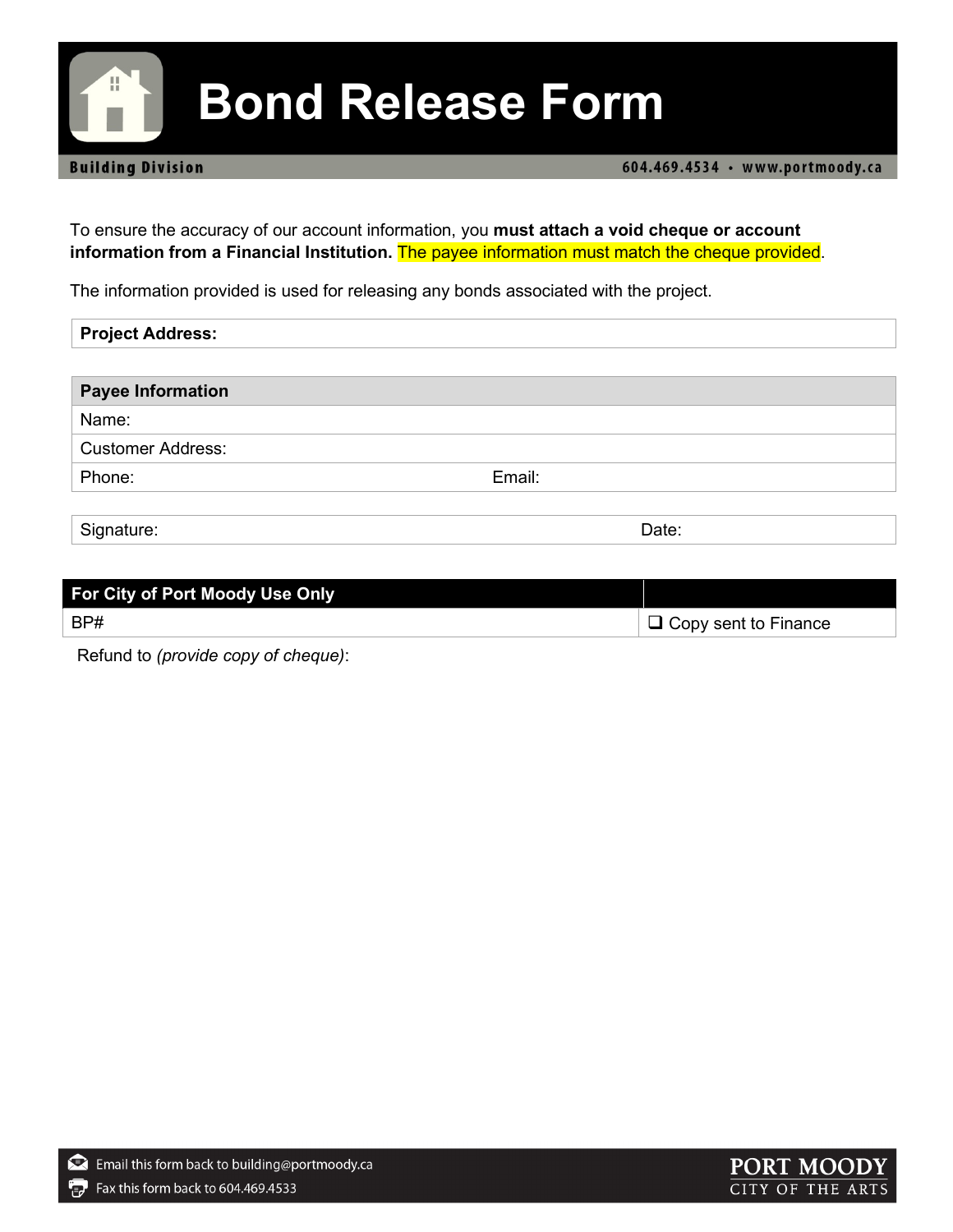# Bond Release Form

**Building Division**

604.469.4534 • www.portmoody.ca

To ensure the accuracy of our account information, you **must attach a void cheque or account information from a Financial Institution.** The payee information must match the cheque provided.

The information provided is used for releasing any bonds associated with the project.

| **Project Address:** |
| --- |

| **Payee Information** | |
| --- | --- |
| Name: | |
| Customer Address: | |
| Phone: | Email: |

| Signature: | Date: |
| --- | --- |

| **For City of Port Moody Use Only** | |
| --- | --- |
| BP# | ❑ Copy sent to Finance |

Refund to *(provide copy of cheque)*:

Email this form back to building@portmoody.ca

Fax this form back to 604.469.4533

PORT MOODY
CITY OF THE ARTS